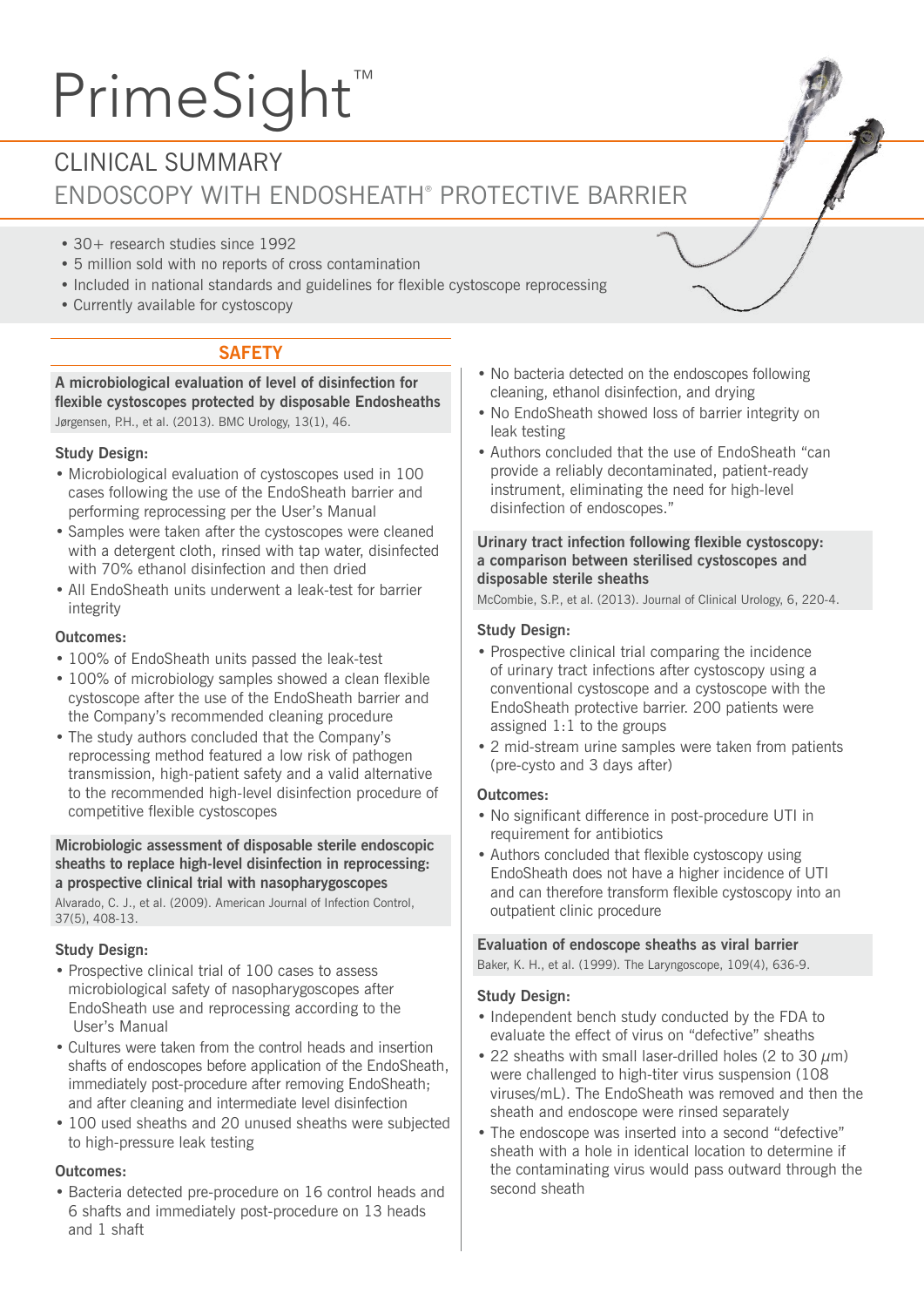# PrimeSight™

## CLINICAL SUMMARY

## ENDOSCOPY WITH ENDOSHEATH® PROTECTIVE BARRIER

- 30+ research studies since 1992
- 5 million sold with no reports of cross contamination
- Included in national standards and guidelines for flexible cystoscope reprocessing
- Currently available for cystoscopy

## SAFETY

**A microbiological evaluation of level of disinfection for flexible cystoscopes protected by disposable Endosheaths**
Jørgensen, P.H., et al. (2013). BMC Urology, 13(1), 46.

### Study Design:

- Microbiological evaluation of cystoscopes used in 100 cases following the use of the EndoSheath barrier and performing reprocessing per the User's Manual
- Samples were taken after the cystoscopes were cleaned with a detergent cloth, rinsed with tap water, disinfected with 70% ethanol disinfection and then dried
- All EndoSheath units underwent a leak-test for barrier integrity

### Outcomes:

- 100% of EndoSheath units passed the leak-test
- 100% of microbiology samples showed a clean flexible cystoscope after the use of the EndoSheath barrier and the Company's recommended cleaning procedure
- The study authors concluded that the Company's reprocessing method featured a low risk of pathogen transmission, high-patient safety and a valid alternative to the recommended high-level disinfection procedure of competitive flexible cystoscopes

**Microbiologic assessment of disposable sterile endoscopic sheaths to replace high-level disinfection in reprocessing: a prospective clinical trial with nasopharygoscopes**
Alvarado, C. J., et al. (2009). American Journal of Infection Control, 37(5), 408-13.

### Study Design:

- Prospective clinical trial of 100 cases to assess microbiological safety of nasopharygoscopes after EndoSheath use and reprocessing according to the User's Manual
- Cultures were taken from the control heads and insertion shafts of endoscopes before application of the EndoSheath, immediately post-procedure after removing EndoSheath; and after cleaning and intermediate level disinfection
- 100 used sheaths and 20 unused sheaths were subjected to high-pressure leak testing

### Outcomes:

- Bacteria detected pre-procedure on 16 control heads and 6 shafts and immediately post-procedure on 13 heads and 1 shaft
- No bacteria detected on the endoscopes following cleaning, ethanol disinfection, and drying
- No EndoSheath showed loss of barrier integrity on leak testing
- Authors concluded that the use of EndoSheath "can provide a reliably decontaminated, patient-ready instrument, eliminating the need for high-level disinfection of endoscopes."

**Urinary tract infection following flexible cystoscopy: a comparison between sterilised cystoscopes and disposable sterile sheaths**
McCombie, S.P., et al. (2013). Journal of Clinical Urology, 6, 220-4.

### Study Design:

- Prospective clinical trial comparing the incidence of urinary tract infections after cystoscopy using a conventional cystoscope and a cystoscope with the EndoSheath protective barrier. 200 patients were assigned 1:1 to the groups
- 2 mid-stream urine samples were taken from patients (pre-cysto and 3 days after)

### Outcomes:

- No significant difference in post-procedure UTI in requirement for antibiotics
- Authors concluded that flexible cystoscopy using EndoSheath does not have a higher incidence of UTI and can therefore transform flexible cystoscopy into an outpatient clinic procedure

**Evaluation of endoscope sheaths as viral barrier**
Baker, K. H., et al. (1999). The Laryngoscope, 109(4), 636-9.

### Study Design:

- Independent bench study conducted by the FDA to evaluate the effect of virus on "defective" sheaths
- 22 sheaths with small laser-drilled holes (2 to 30 $\mu$m) were challenged to high-titer virus suspension (108 viruses/mL). The EndoSheath was removed and then the sheath and endoscope were rinsed separately
- The endoscope was inserted into a second "defective" sheath with a hole in identical location to determine if the contaminating virus would pass outward through the second sheath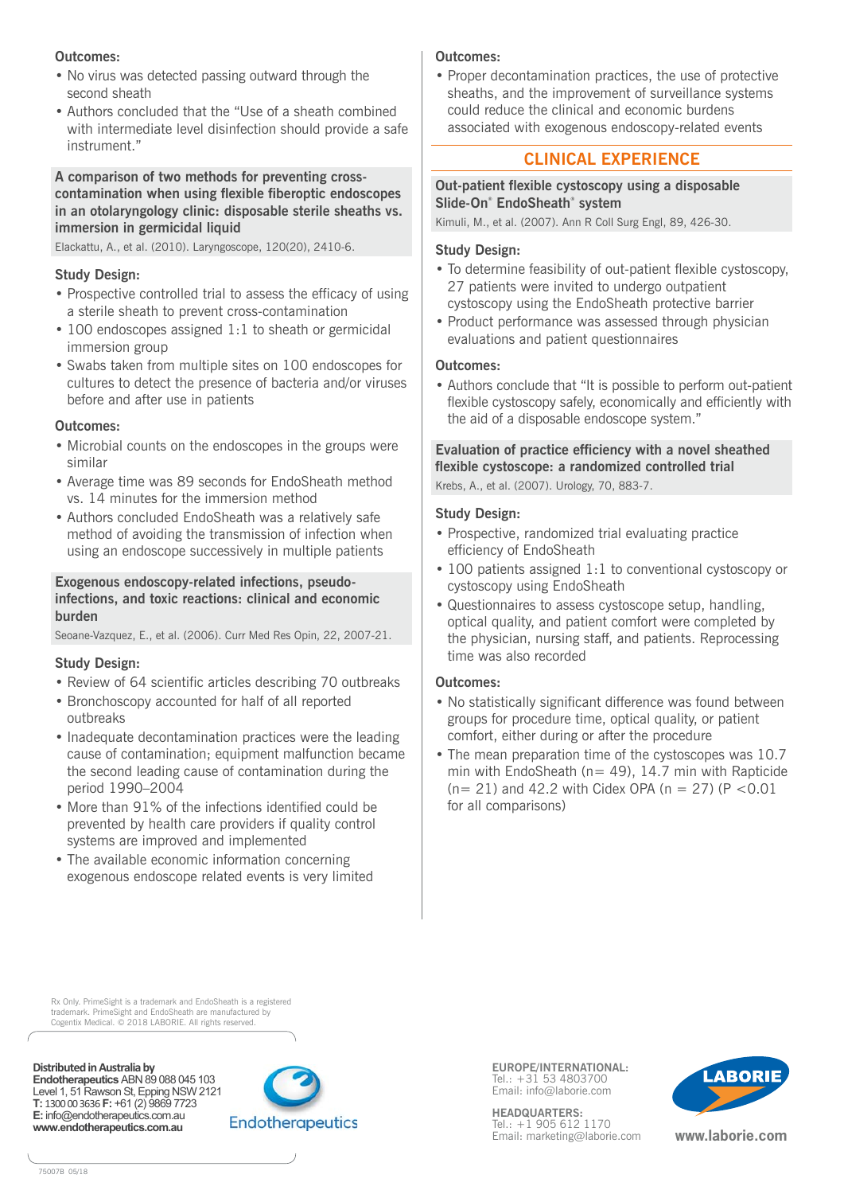**Outcomes:**

- No virus was detected passing outward through the second sheath
- Authors concluded that the "Use of a sheath combined with intermediate level disinfection should provide a safe instrument."

**A comparison of two methods for preventing cross-contamination when using flexible fiberoptic endoscopes in an otolaryngology clinic: disposable sterile sheaths vs. immersion in germicidal liquid**

Elackattu, A., et al. (2010). Laryngoscope, 120(20), 2410-6.

**Study Design:**

- Prospective controlled trial to assess the efficacy of using a sterile sheath to prevent cross-contamination
- 100 endoscopes assigned 1:1 to sheath or germicidal immersion group
- Swabs taken from multiple sites on 100 endoscopes for cultures to detect the presence of bacteria and/or viruses before and after use in patients

**Outcomes:**

- Microbial counts on the endoscopes in the groups were similar
- Average time was 89 seconds for EndoSheath method vs. 14 minutes for the immersion method
- Authors concluded EndoSheath was a relatively safe method of avoiding the transmission of infection when using an endoscope successively in multiple patients

**Exogenous endoscopy-related infections, pseudo-infections, and toxic reactions: clinical and economic burden**

Seoane-Vazquez, E., et al. (2006). Curr Med Res Opin, 22, 2007-21.

**Study Design:**

- Review of 64 scientific articles describing 70 outbreaks
- Bronchoscopy accounted for half of all reported outbreaks
- Inadequate decontamination practices were the leading cause of contamination; equipment malfunction became the second leading cause of contamination during the period 1990–2004
- More than 91% of the infections identified could be prevented by health care providers if quality control systems are improved and implemented
- The available economic information concerning exogenous endoscope related events is very limited

**Outcomes:**

- Proper decontamination practices, the use of protective sheaths, and the improvement of surveillance systems could reduce the clinical and economic burdens associated with exogenous endoscopy-related events

## CLINICAL EXPERIENCE

**Out-patient flexible cystoscopy using a disposable Slide-On® EndoSheath® system**

Kimuli, M., et al. (2007). Ann R Coll Surg Engl, 89, 426-30.

**Study Design:**

- To determine feasibility of out-patient flexible cystoscopy, 27 patients were invited to undergo outpatient cystoscopy using the EndoSheath protective barrier
- Product performance was assessed through physician evaluations and patient questionnaires

**Outcomes:**

- Authors conclude that "It is possible to perform out-patient flexible cystoscopy safely, economically and efficiently with the aid of a disposable endoscope system."

**Evaluation of practice efficiency with a novel sheathed flexible cystoscope: a randomized controlled trial**

Krebs, A., et al. (2007). Urology, 70, 883-7.

**Study Design:**

- Prospective, randomized trial evaluating practice efficiency of EndoSheath
- 100 patients assigned 1:1 to conventional cystoscopy or cystoscopy using EndoSheath
- Questionnaires to assess cystoscope setup, handling, optical quality, and patient comfort were completed by the physician, nursing staff, and patients. Reprocessing time was also recorded

**Outcomes:**

- No statistically significant difference was found between groups for procedure time, optical quality, or patient comfort, either during or after the procedure
- The mean preparation time of the cystoscopes was 10.7 min with EndoSheath ($n = 49$), 14.7 min with Rapticide ($n = 21$) and 42.2 with Cidex OPA ($n = 27$) ($P < 0.01$ for all comparisons)

Rx Only. PrimeSight is a trademark and EndoSheath is a registered trademark. PrimeSight and EndoSheath are manufactured by Cogentix Medical. © 2018 LABORIE. All rights reserved.

**Distributed in Australia by**
**Endotherapeutics** ABN 89 088 045 103
Level 1, 51 Rawson St, Epping NSW 2121
**T:** 1300 00 3636 **F:** +61 (2) 9869 7723
**E:** info@endotherapeutics.com.au
**www.endotherapeutics.com.au**

Endotherapeutics

**EUROPE/INTERNATIONAL:**
Tel.: +31 53 4803700
Email: info@laborie.com

**HEADQUARTERS:**
Tel.: +1 905 612 1170
Email: marketing@laborie.com

LABORIE

**www.laborie.com**

75007B 05/18